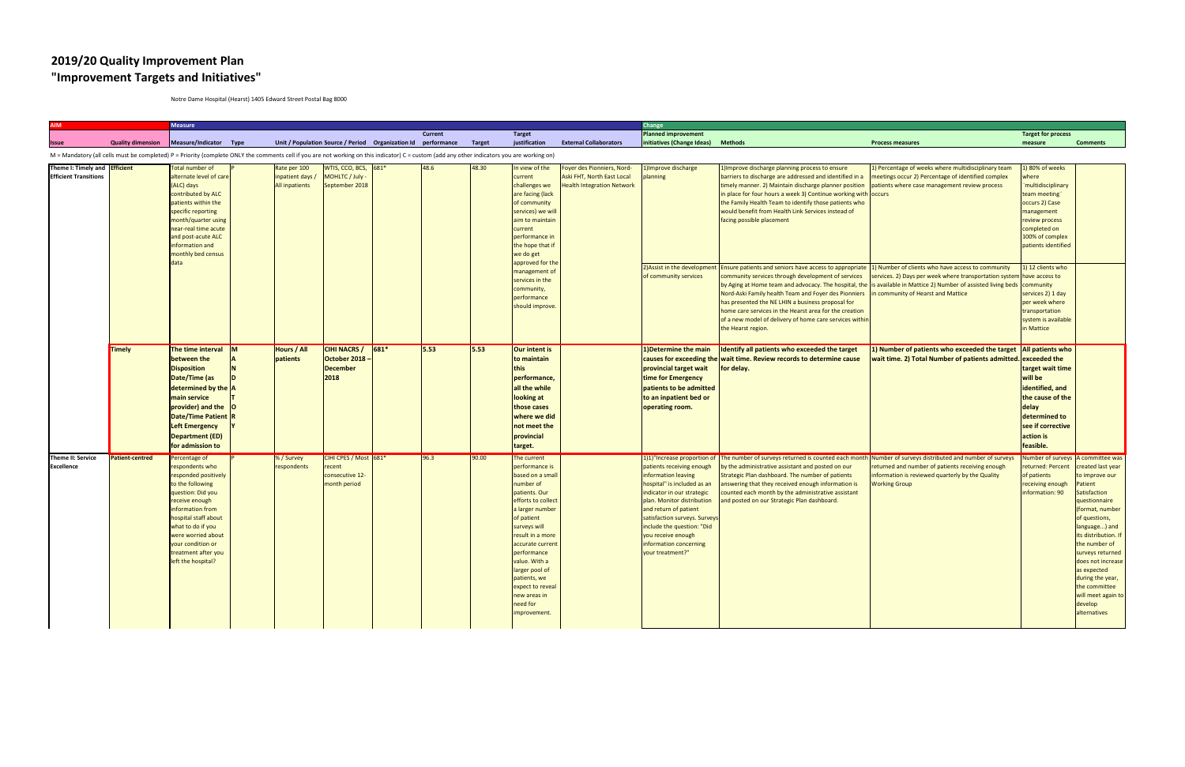# 2019/20 Quality Improvement Plan
# "Improvement Targets and Initiatives"

Notre Dame Hospital (Hearst) 1405 Edward Street Postal Bag 8000

| AIM | | Measure | | | | | | | | | | Change | | | | |
|---|---|---|---|---|---|---|---|---|---|---|---|---|---|---|---|---|
| Issue | Quality dimension | Measure/Indicator | Type | Unit / Population | Source / Period | Organization Id | Current performance | Target | Target justification | External Collaborators | Planned improvement initiatives (Change Ideas) | Methods | Process measures | Target for process measure | Comments |

M = Mandatory (all cells must be completed) P = Priority (complete ONLY the comments cell if you are not working on this indicator) C = custom (add any other indicators you are working on)

| Issue | Quality dimension | Measure/Indicator | Type | Unit / Population | Source / Period | Organization Id | Current performance | Target | Target justification | External Collaborators | Planned improvement initiatives (Change Ideas) | Methods | Process measures | Target for process measure | Comments |
|---|---|---|---|---|---|---|---|---|---|---|---|---|---|---|---|
| Theme I: Timely and Efficient Transitions | Efficient | Total number of alternate level of care (ALC) days contributed by ALC patients within the specific reporting month/quarter using near-real time acute and post-acute ALC information and monthly bed census data | P | Rate per 100 inpatient days / All inpatients | WTIS, CCO, BCS, MOHLTC / July - September 2018 | 681* | 48.6 | 48.30 | In view of the current challenges we are facing (lack of community services) we will aim to maintain current performance in the hope that if we do get approved for the management of services in the community, performance should improve. | Foyer des Pionniers, Nord-Aski FHT, North East Local Health Integration Network | 1)Improve discharge planning | 1)Improve discharge planning process to ensure barriers to discharge are addressed and identified in a timely manner. 2) Maintain discharge planner position in place for four hours a week 3) Continue working with the Family Health Team to identify those patients who would benefit from Health Link Services instead of facing possible placement | 1) Percentage of weeks where multidisciplinary team meetings occur 2) Percentage of identified complex patients where case management review process occurs | 1) 80% of weeks where `multidisciplinary team meeting` occurs 2) Case management review process completed on 100% of complex patients identified | |
| | | | | | | | | | | | 2)Assist in the development of community services | Ensure patients and seniors have access to appropriate community services through development of services by Aging at Home team and advocacy. The hospital, the Nord-Aski Family health Team and Foyer des Pionniers has presented the NE LHIN a business proposal for home care services in the Hearst area for the creation of a new model of delivery of home care services within the Hearst region. | 1) Number of clients who have access to community services. 2) Days per week where transportation system is available in Mattice 2) Number of assisted living beds in community of Hearst and Mattice | 1) 12 clients who have access to community services 2) 1 day per week where transportation system is available in Mattice | |
| | **Timely** | **The time interval between the Disposition Date/Time (as determined by the main service provider) and the Date/Time Patient Left Emergency Department (ED) for admission to** | **MANDATORY** | **Hours / All patients** | **CIHI NACRS / October 2018 – December 2018** | **681*** | **5.53** | **5.53** | **Our intent is to maintain this performance, all the while looking at those cases where we did not meet the provincial target.** | | **1)Determine the main causes for exceeding the provincial target wait time for Emergency patients to be admitted to an inpatient bed or operating room.** | **Identify all patients who exceeded the target wait time. Review records to determine cause for delay.** | **1) Number of patients who exceeded the target wait time. 2) Total Number of patients admitted.** | **All patients who exceeded the target wait time will be identified, and the cause of the delay determined to see if corrective action is feasible.** | |
| Theme II: Service Excellence | Patient-centred | Percentage of respondents who responded positively to the following question: Did you receive enough information from hospital staff about what to do if you were worried about your condition or treatment after you left the hospital? | P | % / Survey respondents | CIHI CPES / Most recent consecutive 12-month period | 681* | 96.3 | 90.00 | The current performance is based on a small number of patients. Our efforts to collect a larger number of patient surveys will result in a more accurate current performance value. With a larger pool of patients, we expect to reveal new areas in need for improvement. | | 1)1)"Increase proportion of patients receiving enough information leaving hospital" is included as an indicator in our strategic plan. Monitor distribution and return of patient satisfaction surveys. Surveys include the question: "Did you receive enough information concerning your treatment?" | The number of surveys returned is counted each month by the administrative assistant and posted on our Strategic Plan dashboard. The number of patients answering that they received enough information is counted each month by the administrative assistant and posted on our Strategic Plan dashboard. | Number of surveys distributed and number of surveys returned and number of patients receiving enough information is reviewed quarterly by the Quality Working Group | Number of surveys returned: Percent of patients receiving enough information: 90 | A committee was created last year to improve our Patient Satisfaction questionnaire (format, number of questions, language...) and its distribution. If the number of surveys returned does not increase as expected during the year, the committee will meet again to develop alternatives |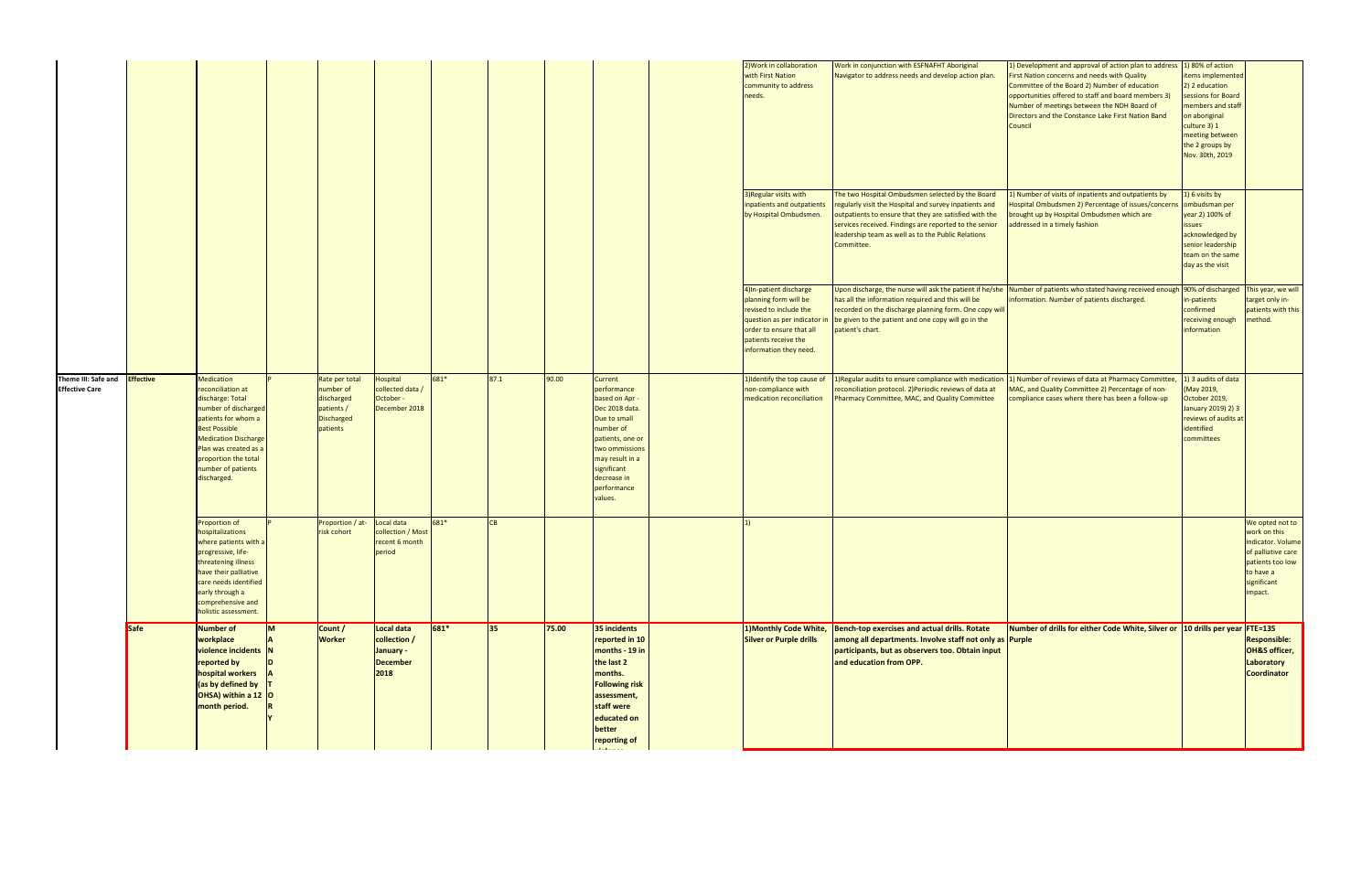| | | | | | | | | | | | | | | | | |
|---|---|---|---|---|---|---|---|---|---|---|---|---|---|---|---|---|
| | | | | | | | | | | | 2)Work in collaboration with First Nation community to address needs. | Work in conjunction with ESFNAFHT Aboriginal Navigator to address needs and develop action plan. | 1) Development and approval of action plan to address First Nation concerns and needs with Quality Committee of the Board 2) Number of education opportunities offered to staff and board members 3) Number of meetings between the NDH Board of Directors and the Constance Lake First Nation Band Council | 1) 80% of action items implemented 2) 2 education sessions for Board members and staff on aboriginal culture 3) 1 meeting between the 2 groups by Nov. 30th, 2019 | |
| | | | | | | | | | | | 3)Regular visits with inpatients and outpatients by Hospital Ombudsmen. | The two Hospital Ombudsmen selected by the Board regularly visit the Hospital and survey inpatients and outpatients to ensure that they are satisfied with the services received. Findings are reported to the senior leadership team as well as to the Public Relations Committee. | 1) Number of visits of inpatients and outpatients by Hospital Ombudsmen 2) Percentage of issues/concerns brought up by Hospital Ombudsmen which are addressed in a timely fashion | 1) 6 visits by ombudsman per year 2) 100% of issues acknowledged by senior leadership team on the same day as the visit | |
| | | | | | | | | | | | 4)In-patient discharge planning form will be revised to include the question as per indicator in order to ensure that all patients receive the information they need. | Upon discharge, the nurse will ask the patient if he/she has all the information required and this will be recorded on the discharge planning form. One copy will be given to the patient and one copy will go in the patient's chart. | Number of patients who stated having received enough information. Number of patients discharged. | 90% of discharged in-patients confirmed receiving enough information | This year, we will target only in-patients with this method. |
| Theme III: Safe and Effective Care | Effective | Medication reconciliation at discharge: Total number of discharged patients for whom a Best Possible Medication Discharge Plan was created as a proportion the total number of patients discharged. | P | Rate per total number of discharged patients / Discharged patients | Hospital collected data / October - December 2018 | 681* | 87.1 | 90.00 | Current performance based on Apr - Dec 2018 data. Due to small number of patients, one or two ommissions may result in a significant decrease in performance values. | | 1)Identify the top cause of non-compliance with medication reconciliation | 1)Regular audits to ensure compliance with medication reconciliation protocol. 2)Periodic reviews of data at Pharmacy Committee, MAC, and Quality Committee | 1) Number of reviews of data at Pharmacy Committee, MAC, and Quality Committee 2) Percentage of non-compliance cases where there has been a follow-up | 1) 3 audits of data (May 2019, October 2019, January 2019) 2) 3 reviews of audits at identified committees | |
| | | Proportion of hospitalizations where patients with a progressive, life-threatening illness have their palliative care needs identified early through a comprehensive and holistic assessment. | P | Proportion / at-risk cohort | Local data collection / Most recent 6 month period | 681* | CB | | | | 1) | | | | We opted not to work on this indicator. Volume of palliative care patients too low to have a significant impact. |
| | **Safe** | **Number of workplace violence incidents reported by hospital workers (as defined by OHSA) within a 12 month period.** | **M A N D A T O R Y** | **Count / Worker** | **Local data collection / January - December 2018** | **681*** | **35** | **75.00** | **35 incidents reported in 10 months - 19 in the last 2 months. Following risk assessment, staff were educated on better reporting of** | | **1)Monthly Code White, Silver or Purple drills** | **Bench-top exercises and actual drills. Rotate among all departments. Involve staff not only as participants, but as observers too. Obtain input and education from OPP.** | **Number of drills for either Code White, Silver or Purple** | **10 drills per year** | **FTE=135 Responsible: OH&S officer, Laboratory Coordinator** |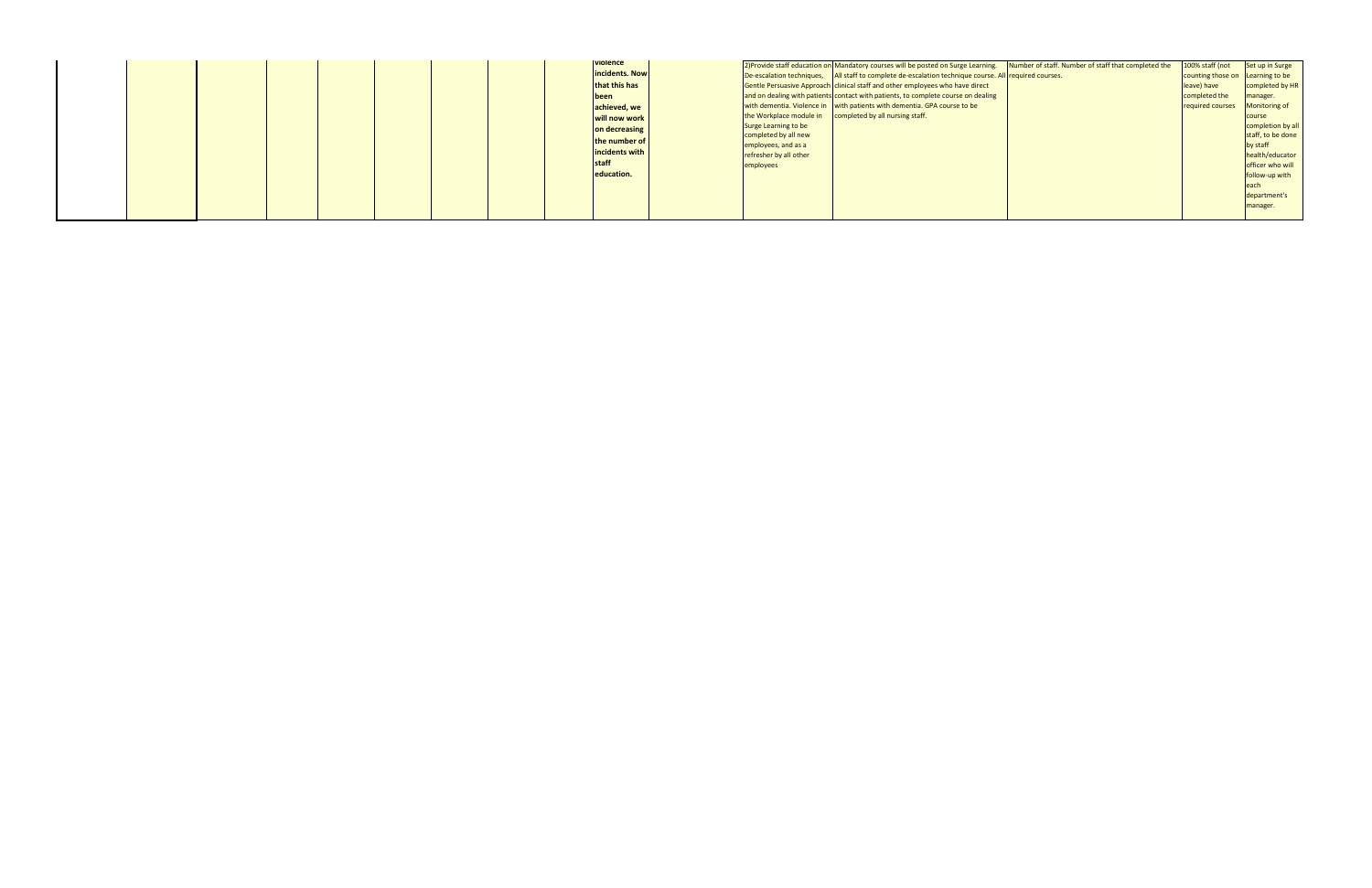| | | | | | | | | | | | | | | |
|---|---|---|---|---|---|---|---|---|---|---|---|---|---|---|
| | | | | | | | | **violence incidents. Now that this has been achieved, we will now work on decreasing the number of incidents with staff education.** | | 2)Provide staff education on De-escalation techniques, Gentle Persuasive Approach and on dealing with patients with dementia. Violence in the Workplace module in Surge Learning to be completed by all new employees, and as a refresher by all other employees | Mandatory courses will be posted on Surge Learning. All staff to complete de-escalation technique course. All clinical staff and other employees who have direct contact with patients, to complete course on dealing with patients with dementia. GPA course to be completed by all nursing staff. | Number of staff. Number of staff that completed the required courses. | 100% staff (not counting those on leave) have completed the required courses | Set up in Surge Learning to be completed by HR manager. Monitoring of course completion by all staff, to be done by staff health/educator officer who will follow-up with each department's manager. |